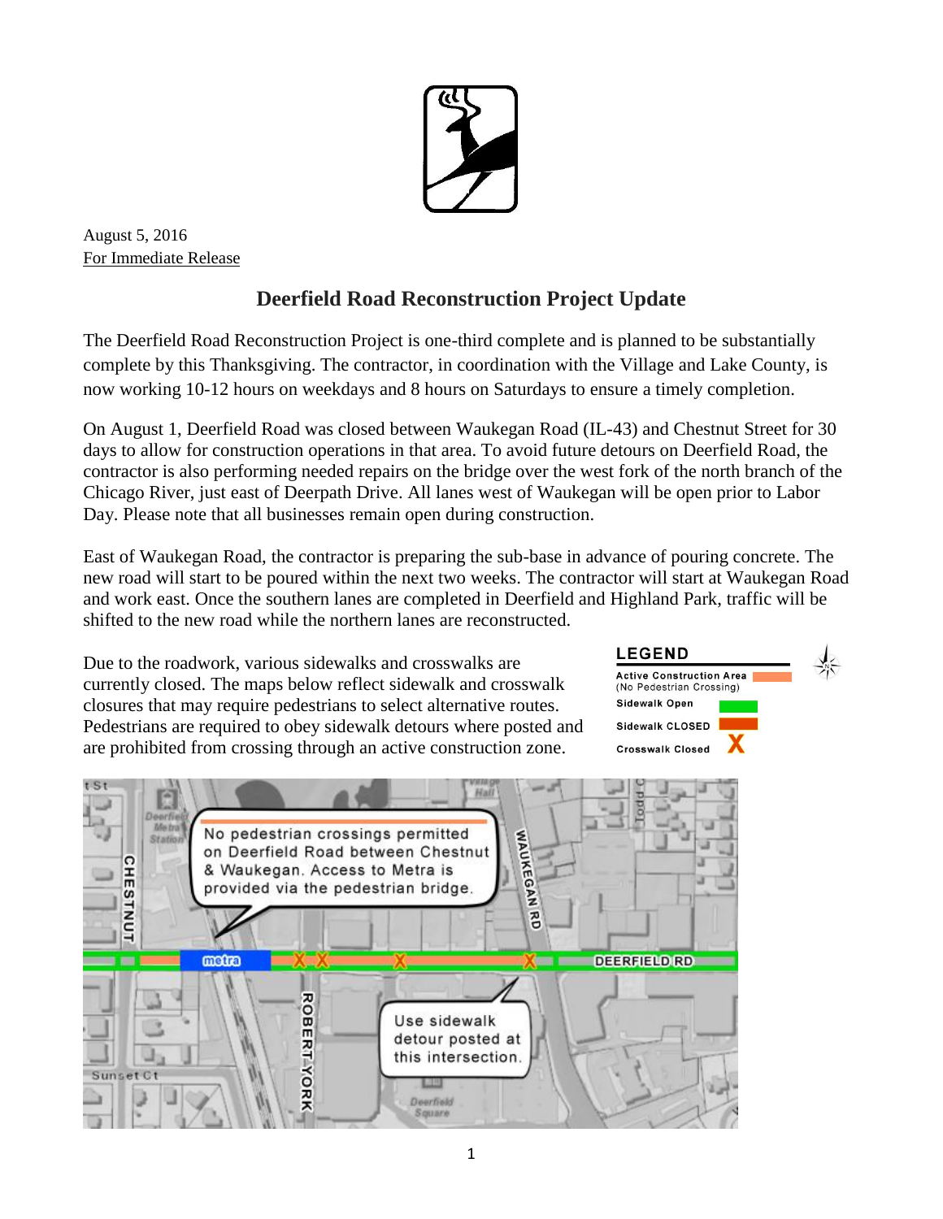August 5, 2016
For Immediate Release

# Deerfield Road Reconstruction Project Update

The Deerfield Road Reconstruction Project is one-third complete and is planned to be substantially complete by this Thanksgiving. The contractor, in coordination with the Village and Lake County, is now working 10-12 hours on weekdays and 8 hours on Saturdays to ensure a timely completion.

On August 1, Deerfield Road was closed between Waukegan Road (IL-43) and Chestnut Street for 30 days to allow for construction operations in that area. To avoid future detours on Deerfield Road, the contractor is also performing needed repairs on the bridge over the west fork of the north branch of the Chicago River, just east of Deerpath Drive. All lanes west of Waukegan will be open prior to Labor Day. Please note that all businesses remain open during construction.

East of Waukegan Road, the contractor is preparing the sub-base in advance of pouring concrete. The new road will start to be poured within the next two weeks. The contractor will start at Waukegan Road and work east. Once the southern lanes are completed in Deerfield and Highland Park, traffic will be shifted to the new road while the northern lanes are reconstructed.

Due to the roadwork, various sidewalks and crosswalks are currently closed. The maps below reflect sidewalk and crosswalk closures that may require pedestrians to select alternative routes. Pedestrians are required to obey sidewalk detours where posted and are prohibited from crossing through an active construction zone.

**LEGEND**

- Active Construction Area (No Pedestrian Crossing)
- Sidewalk Open
- Sidewalk CLOSED
- Crosswalk Closed

No pedestrian crossings permitted on Deerfield Road between Chestnut & Waukegan. Access to Metra is provided via the pedestrian bridge.

Use sidewalk detour posted at this intersection.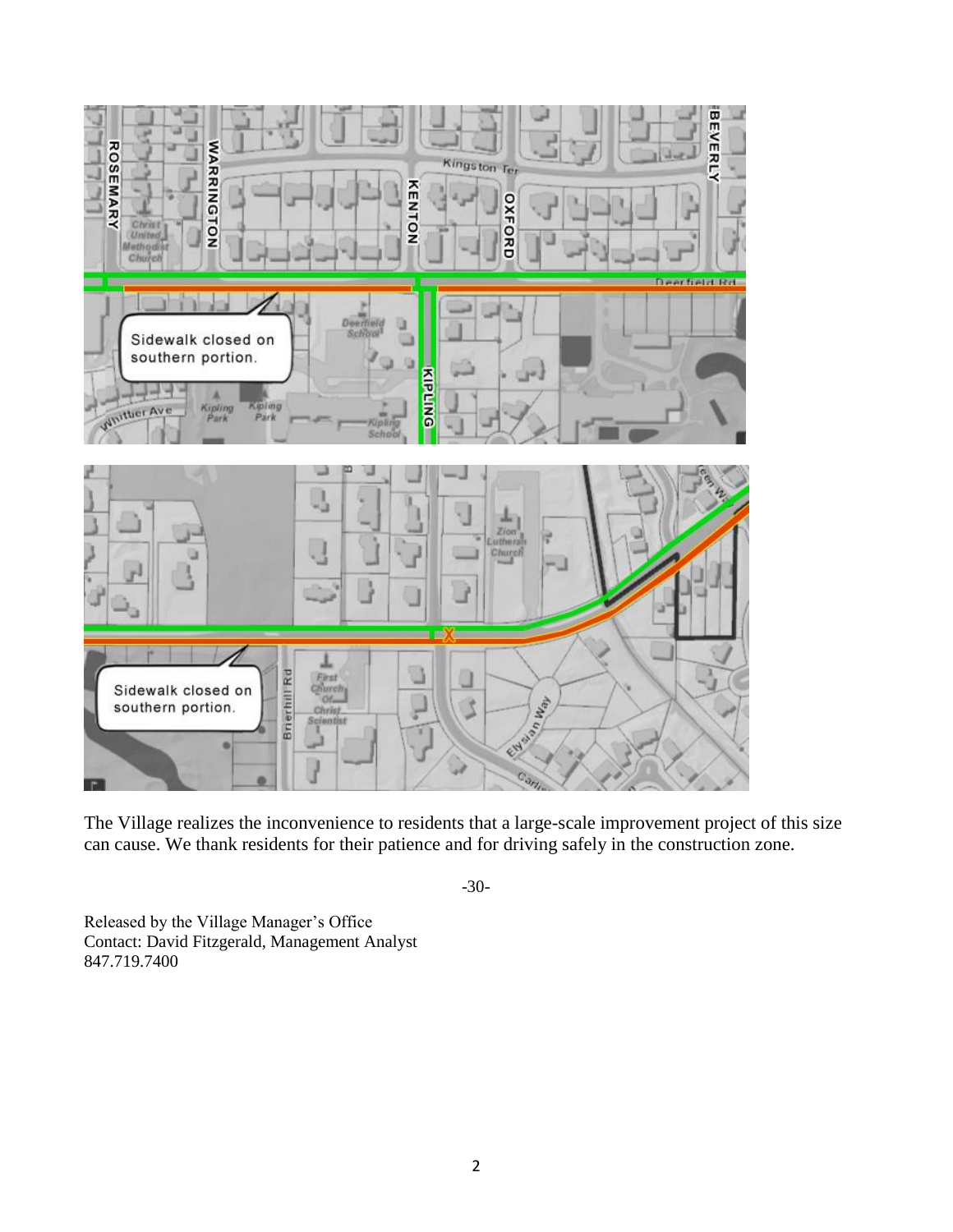ROSEMARY
WARRINGTON
KENTON
OXFORD
BEVERLY
Kingston Ter
Deerfield Rd
KIPLING

Sidewalk closed on southern portion.

Sidewalk closed on southern portion.

Brierhill Rd
Elysian Way

The Village realizes the inconvenience to residents that a large-scale improvement project of this size can cause. We thank residents for their patience and for driving safely in the construction zone.

-30-

Released by the Village Manager's Office
Contact: David Fitzgerald, Management Analyst
847.719.7400